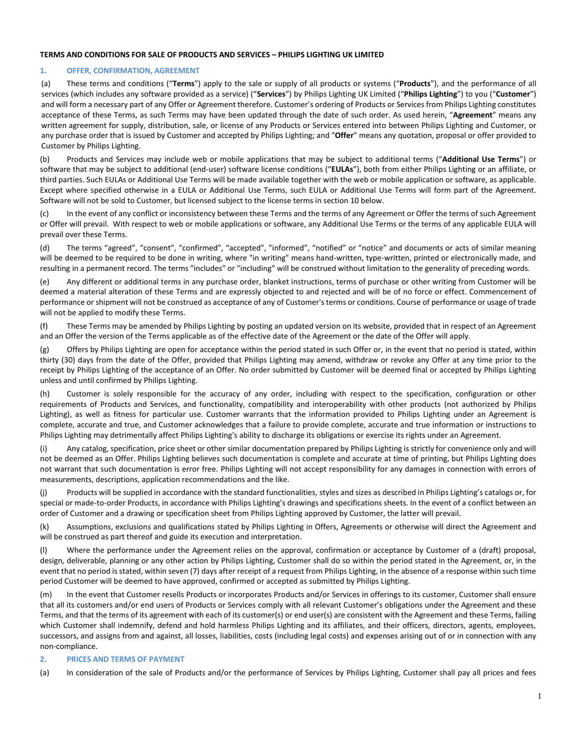**TERMS AND CONDITIONS FOR SALE OF PRODUCTS AND SERVICES – PHILIPS LIGHTING UK LIMITED**

## 1. OFFER, CONFIRMATION, AGREEMENT

(a) These terms and conditions ("**Terms**") apply to the sale or supply of all products or systems ("**Products**"), and the performance of all services (which includes any software provided as a service) ("**Services**") by Philips Lighting UK Limited ("**Philips Lighting**") to you ("**Customer**") and will form a necessary part of any Offer or Agreement therefore. Customer's ordering of Products or Services from Philips Lighting constitutes acceptance of these Terms, as such Terms may have been updated through the date of such order. As used herein, "**Agreement**" means any written agreement for supply, distribution, sale, or license of any Products or Services entered into between Philips Lighting and Customer, or any purchase order that is issued by Customer and accepted by Philips Lighting; and "**Offer**" means any quotation, proposal or offer provided to Customer by Philips Lighting.

(b) Products and Services may include web or mobile applications that may be subject to additional terms ("**Additional Use Terms**") or software that may be subject to additional (end-user) software license conditions ("**EULAs**"), both from either Philips Lighting or an affiliate, or third parties. Such EULAs or Additional Use Terms will be made available together with the web or mobile application or software, as applicable. Except where specified otherwise in a EULA or Additional Use Terms, such EULA or Additional Use Terms will form part of the Agreement. Software will not be sold to Customer, but licensed subject to the license terms in section 10 below.

(c) In the event of any conflict or inconsistency between these Terms and the terms of any Agreement or Offer the terms of such Agreement or Offer will prevail. With respect to web or mobile applications or software, any Additional Use Terms or the terms of any applicable EULA will prevail over these Terms.

(d) The terms "agreed", "consent", "confirmed", "accepted", "informed", "notified" or "notice" and documents or acts of similar meaning will be deemed to be required to be done in writing, where "in writing" means hand-written, type-written, printed or electronically made, and resulting in a permanent record. The terms "includes" or "including" will be construed without limitation to the generality of preceding words.

(e) Any different or additional terms in any purchase order, blanket instructions, terms of purchase or other writing from Customer will be deemed a material alteration of these Terms and are expressly objected to and rejected and will be of no force or effect. Commencement of performance or shipment will not be construed as acceptance of any of Customer's terms or conditions. Course of performance or usage of trade will not be applied to modify these Terms.

(f) These Terms may be amended by Philips Lighting by posting an updated version on its website, provided that in respect of an Agreement and an Offer the version of the Terms applicable as of the effective date of the Agreement or the date of the Offer will apply.

(g) Offers by Philips Lighting are open for acceptance within the period stated in such Offer or, in the event that no period is stated, within thirty (30) days from the date of the Offer, provided that Philips Lighting may amend, withdraw or revoke any Offer at any time prior to the receipt by Philips Lighting of the acceptance of an Offer. No order submitted by Customer will be deemed final or accepted by Philips Lighting unless and until confirmed by Philips Lighting.

(h) Customer is solely responsible for the accuracy of any order, including with respect to the specification, configuration or other requirements of Products and Services, and functionality, compatibility and interoperability with other products (not authorized by Philips Lighting), as well as fitness for particular use. Customer warrants that the information provided to Philips Lighting under an Agreement is complete, accurate and true, and Customer acknowledges that a failure to provide complete, accurate and true information or instructions to Philips Lighting may detrimentally affect Philips Lighting's ability to discharge its obligations or exercise its rights under an Agreement.

(i) Any catalog, specification, price sheet or other similar documentation prepared by Philips Lighting is strictly for convenience only and will not be deemed as an Offer. Philips Lighting believes such documentation is complete and accurate at time of printing, but Philips Lighting does not warrant that such documentation is error free. Philips Lighting will not accept responsibility for any damages in connection with errors of measurements, descriptions, application recommendations and the like.

(j) Products will be supplied in accordance with the standard functionalities, styles and sizes as described in Philips Lighting's catalogs or, for special or made-to-order Products, in accordance with Philips Lighting's drawings and specifications sheets. In the event of a conflict between an order of Customer and a drawing or specification sheet from Philips Lighting approved by Customer, the latter will prevail.

(k) Assumptions, exclusions and qualifications stated by Philips Lighting in Offers, Agreements or otherwise will direct the Agreement and will be construed as part thereof and guide its execution and interpretation.

(l) Where the performance under the Agreement relies on the approval, confirmation or acceptance by Customer of a (draft) proposal, design, deliverable, planning or any other action by Philips Lighting, Customer shall do so within the period stated in the Agreement, or, in the event that no period is stated, within seven (7) days after receipt of a request from Philips Lighting, in the absence of a response within such time period Customer will be deemed to have approved, confirmed or accepted as submitted by Philips Lighting.

(m) In the event that Customer resells Products or incorporates Products and/or Services in offerings to its customer, Customer shall ensure that all its customers and/or end users of Products or Services comply with all relevant Customer's obligations under the Agreement and these Terms, and that the terms of its agreement with each of its customer(s) or end user(s) are consistent with the Agreement and these Terms, failing which Customer shall indemnify, defend and hold harmless Philips Lighting and its affiliates, and their officers, directors, agents, employees, successors, and assigns from and against, all losses, liabilities, costs (including legal costs) and expenses arising out of or in connection with any non-compliance.

## 2. PRICES AND TERMS OF PAYMENT

(a) In consideration of the sale of Products and/or the performance of Services by Philips Lighting, Customer shall pay all prices and fees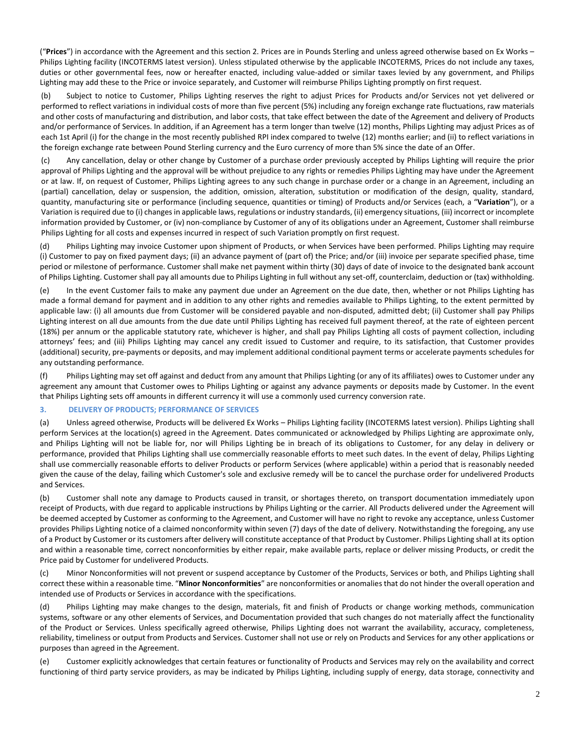("**Prices**") in accordance with the Agreement and this section 2. Prices are in Pounds Sterling and unless agreed otherwise based on Ex Works – Philips Lighting facility (INCOTERMS latest version). Unless stipulated otherwise by the applicable INCOTERMS, Prices do not include any taxes, duties or other governmental fees, now or hereafter enacted, including value-added or similar taxes levied by any government, and Philips Lighting may add these to the Price or invoice separately, and Customer will reimburse Philips Lighting promptly on first request.

(b) Subject to notice to Customer, Philips Lighting reserves the right to adjust Prices for Products and/or Services not yet delivered or performed to reflect variations in individual costs of more than five percent (5%) including any foreign exchange rate fluctuations, raw materials and other costs of manufacturing and distribution, and labor costs, that take effect between the date of the Agreement and delivery of Products and/or performance of Services. In addition, if an Agreement has a term longer than twelve (12) months, Philips Lighting may adjust Prices as of each 1st April (i) for the change in the most recently published RPI index compared to twelve (12) months earlier; and (ii) to reflect variations in the foreign exchange rate between Pound Sterling currency and the Euro currency of more than 5% since the date of an Offer.

(c) Any cancellation, delay or other change by Customer of a purchase order previously accepted by Philips Lighting will require the prior approval of Philips Lighting and the approval will be without prejudice to any rights or remedies Philips Lighting may have under the Agreement or at law. If, on request of Customer, Philips Lighting agrees to any such change in purchase order or a change in an Agreement, including an (partial) cancellation, delay or suspension, the addition, omission, alteration, substitution or modification of the design, quality, standard, quantity, manufacturing site or performance (including sequence, quantities or timing) of Products and/or Services (each, a "**Variation**"), or a Variation is required due to (i) changes in applicable laws, regulations or industry standards, (ii) emergency situations, (iii) incorrect or incomplete information provided by Customer, or (iv) non-compliance by Customer of any of its obligations under an Agreement, Customer shall reimburse Philips Lighting for all costs and expenses incurred in respect of such Variation promptly on first request.

(d) Philips Lighting may invoice Customer upon shipment of Products, or when Services have been performed. Philips Lighting may require (i) Customer to pay on fixed payment days; (ii) an advance payment of (part of) the Price; and/or (iii) invoice per separate specified phase, time period or milestone of performance. Customer shall make net payment within thirty (30) days of date of invoice to the designated bank account of Philips Lighting. Customer shall pay all amounts due to Philips Lighting in full without any set-off, counterclaim, deduction or (tax) withholding.

(e) In the event Customer fails to make any payment due under an Agreement on the due date, then, whether or not Philips Lighting has made a formal demand for payment and in addition to any other rights and remedies available to Philips Lighting, to the extent permitted by applicable law: (i) all amounts due from Customer will be considered payable and non-disputed, admitted debt; (ii) Customer shall pay Philips Lighting interest on all due amounts from the due date until Philips Lighting has received full payment thereof, at the rate of eighteen percent (18%) per annum or the applicable statutory rate, whichever is higher, and shall pay Philips Lighting all costs of payment collection, including attorneys' fees; and (iii) Philips Lighting may cancel any credit issued to Customer and require, to its satisfaction, that Customer provides (additional) security, pre-payments or deposits, and may implement additional conditional payment terms or accelerate payments schedules for any outstanding performance.

(f) Philips Lighting may set off against and deduct from any amount that Philips Lighting (or any of its affiliates) owes to Customer under any agreement any amount that Customer owes to Philips Lighting or against any advance payments or deposits made by Customer. In the event that Philips Lighting sets off amounts in different currency it will use a commonly used currency conversion rate.

## 3. DELIVERY OF PRODUCTS; PERFORMANCE OF SERVICES

(a) Unless agreed otherwise, Products will be delivered Ex Works – Philips Lighting facility (INCOTERMS latest version). Philips Lighting shall perform Services at the location(s) agreed in the Agreement. Dates communicated or acknowledged by Philips Lighting are approximate only, and Philips Lighting will not be liable for, nor will Philips Lighting be in breach of its obligations to Customer, for any delay in delivery or performance, provided that Philips Lighting shall use commercially reasonable efforts to meet such dates. In the event of delay, Philips Lighting shall use commercially reasonable efforts to deliver Products or perform Services (where applicable) within a period that is reasonably needed given the cause of the delay, failing which Customer's sole and exclusive remedy will be to cancel the purchase order for undelivered Products and Services.

(b) Customer shall note any damage to Products caused in transit, or shortages thereto, on transport documentation immediately upon receipt of Products, with due regard to applicable instructions by Philips Lighting or the carrier. All Products delivered under the Agreement will be deemed accepted by Customer as conforming to the Agreement, and Customer will have no right to revoke any acceptance, unless Customer provides Philips Lighting notice of a claimed nonconformity within seven (7) days of the date of delivery. Notwithstanding the foregoing, any use of a Product by Customer or its customers after delivery will constitute acceptance of that Product by Customer. Philips Lighting shall at its option and within a reasonable time, correct nonconformities by either repair, make available parts, replace or deliver missing Products, or credit the Price paid by Customer for undelivered Products.

(c) Minor Nonconformities will not prevent or suspend acceptance by Customer of the Products, Services or both, and Philips Lighting shall correct these within a reasonable time. "**Minor Nonconformities**" are nonconformities or anomalies that do not hinder the overall operation and intended use of Products or Services in accordance with the specifications.

(d) Philips Lighting may make changes to the design, materials, fit and finish of Products or change working methods, communication systems, software or any other elements of Services, and Documentation provided that such changes do not materially affect the functionality of the Product or Services. Unless specifically agreed otherwise, Philips Lighting does not warrant the availability, accuracy, completeness, reliability, timeliness or output from Products and Services. Customer shall not use or rely on Products and Services for any other applications or purposes than agreed in the Agreement.

(e) Customer explicitly acknowledges that certain features or functionality of Products and Services may rely on the availability and correct functioning of third party service providers, as may be indicated by Philips Lighting, including supply of energy, data storage, connectivity and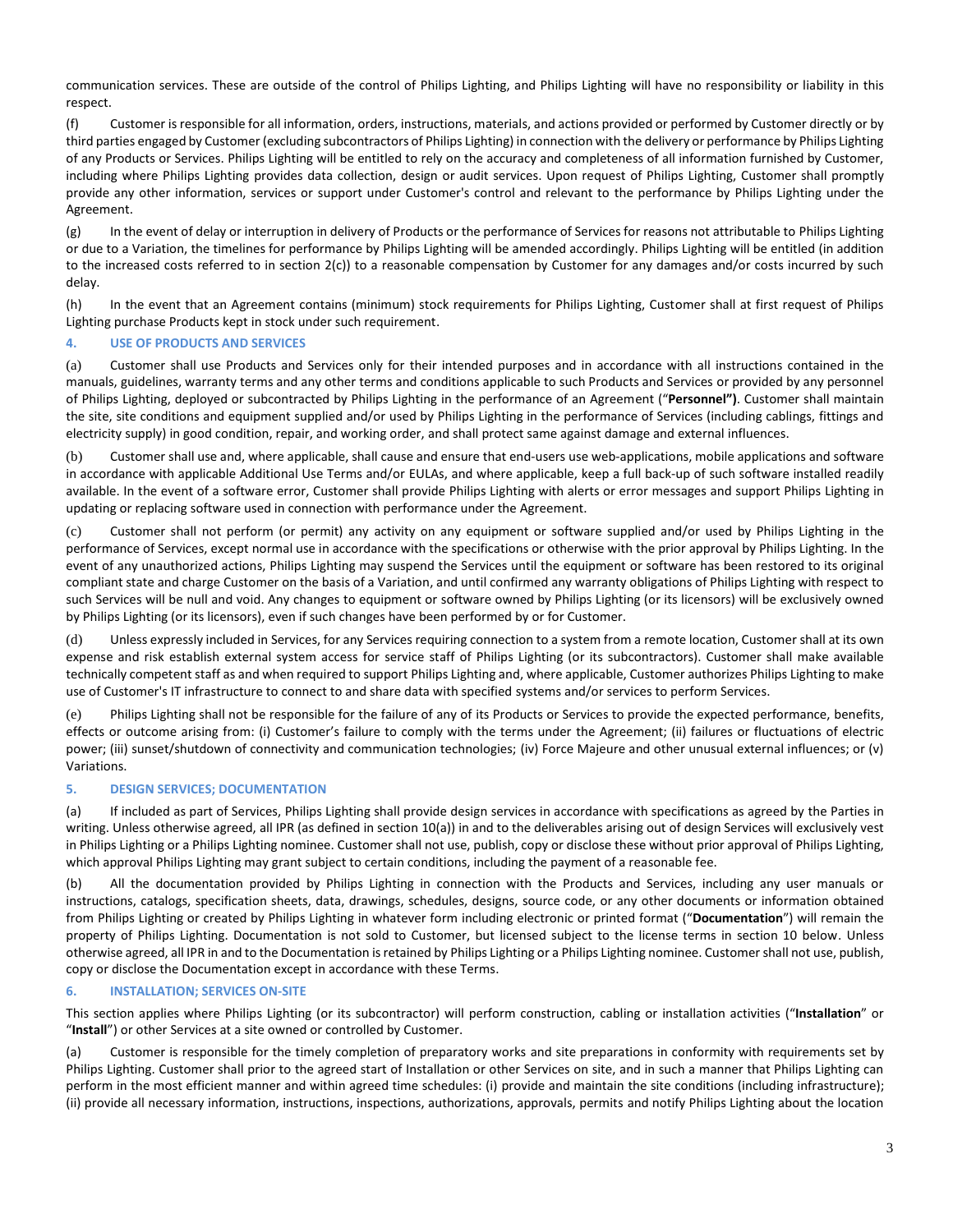communication services. These are outside of the control of Philips Lighting, and Philips Lighting will have no responsibility or liability in this respect.

(f) Customer is responsible for all information, orders, instructions, materials, and actions provided or performed by Customer directly or by third parties engaged by Customer (excluding subcontractors of Philips Lighting) in connection with the delivery or performance by Philips Lighting of any Products or Services. Philips Lighting will be entitled to rely on the accuracy and completeness of all information furnished by Customer, including where Philips Lighting provides data collection, design or audit services. Upon request of Philips Lighting, Customer shall promptly provide any other information, services or support under Customer's control and relevant to the performance by Philips Lighting under the Agreement.

(g) In the event of delay or interruption in delivery of Products or the performance of Services for reasons not attributable to Philips Lighting or due to a Variation, the timelines for performance by Philips Lighting will be amended accordingly. Philips Lighting will be entitled (in addition to the increased costs referred to in section 2(c)) to a reasonable compensation by Customer for any damages and/or costs incurred by such delay.

(h) In the event that an Agreement contains (minimum) stock requirements for Philips Lighting, Customer shall at first request of Philips Lighting purchase Products kept in stock under such requirement.

## 4. USE OF PRODUCTS AND SERVICES

(a) Customer shall use Products and Services only for their intended purposes and in accordance with all instructions contained in the manuals, guidelines, warranty terms and any other terms and conditions applicable to such Products and Services or provided by any personnel of Philips Lighting, deployed or subcontracted by Philips Lighting in the performance of an Agreement ("**Personnel")**. Customer shall maintain the site, site conditions and equipment supplied and/or used by Philips Lighting in the performance of Services (including cablings, fittings and electricity supply) in good condition, repair, and working order, and shall protect same against damage and external influences.

(b) Customer shall use and, where applicable, shall cause and ensure that end-users use web-applications, mobile applications and software in accordance with applicable Additional Use Terms and/or EULAs, and where applicable, keep a full back-up of such software installed readily available. In the event of a software error, Customer shall provide Philips Lighting with alerts or error messages and support Philips Lighting in updating or replacing software used in connection with performance under the Agreement.

(c) Customer shall not perform (or permit) any activity on any equipment or software supplied and/or used by Philips Lighting in the performance of Services, except normal use in accordance with the specifications or otherwise with the prior approval by Philips Lighting. In the event of any unauthorized actions, Philips Lighting may suspend the Services until the equipment or software has been restored to its original compliant state and charge Customer on the basis of a Variation, and until confirmed any warranty obligations of Philips Lighting with respect to such Services will be null and void. Any changes to equipment or software owned by Philips Lighting (or its licensors) will be exclusively owned by Philips Lighting (or its licensors), even if such changes have been performed by or for Customer.

(d) Unless expressly included in Services, for any Services requiring connection to a system from a remote location, Customer shall at its own expense and risk establish external system access for service staff of Philips Lighting (or its subcontractors). Customer shall make available technically competent staff as and when required to support Philips Lighting and, where applicable, Customer authorizes Philips Lighting to make use of Customer's IT infrastructure to connect to and share data with specified systems and/or services to perform Services.

(e) Philips Lighting shall not be responsible for the failure of any of its Products or Services to provide the expected performance, benefits, effects or outcome arising from: (i) Customer's failure to comply with the terms under the Agreement; (ii) failures or fluctuations of electric power; (iii) sunset/shutdown of connectivity and communication technologies; (iv) Force Majeure and other unusual external influences; or (v) Variations.

## 5. DESIGN SERVICES; DOCUMENTATION

(a) If included as part of Services, Philips Lighting shall provide design services in accordance with specifications as agreed by the Parties in writing. Unless otherwise agreed, all IPR (as defined in section 10(a)) in and to the deliverables arising out of design Services will exclusively vest in Philips Lighting or a Philips Lighting nominee. Customer shall not use, publish, copy or disclose these without prior approval of Philips Lighting, which approval Philips Lighting may grant subject to certain conditions, including the payment of a reasonable fee.

(b) All the documentation provided by Philips Lighting in connection with the Products and Services, including any user manuals or instructions, catalogs, specification sheets, data, drawings, schedules, designs, source code, or any other documents or information obtained from Philips Lighting or created by Philips Lighting in whatever form including electronic or printed format ("**Documentation**") will remain the property of Philips Lighting. Documentation is not sold to Customer, but licensed subject to the license terms in section 10 below. Unless otherwise agreed, all IPR in and to the Documentation is retained by Philips Lighting or a Philips Lighting nominee. Customer shall not use, publish, copy or disclose the Documentation except in accordance with these Terms.

## 6. INSTALLATION; SERVICES ON-SITE

This section applies where Philips Lighting (or its subcontractor) will perform construction, cabling or installation activities ("**Installation**" or "**Install**") or other Services at a site owned or controlled by Customer.

(a) Customer is responsible for the timely completion of preparatory works and site preparations in conformity with requirements set by Philips Lighting. Customer shall prior to the agreed start of Installation or other Services on site, and in such a manner that Philips Lighting can perform in the most efficient manner and within agreed time schedules: (i) provide and maintain the site conditions (including infrastructure); (ii) provide all necessary information, instructions, inspections, authorizations, approvals, permits and notify Philips Lighting about the location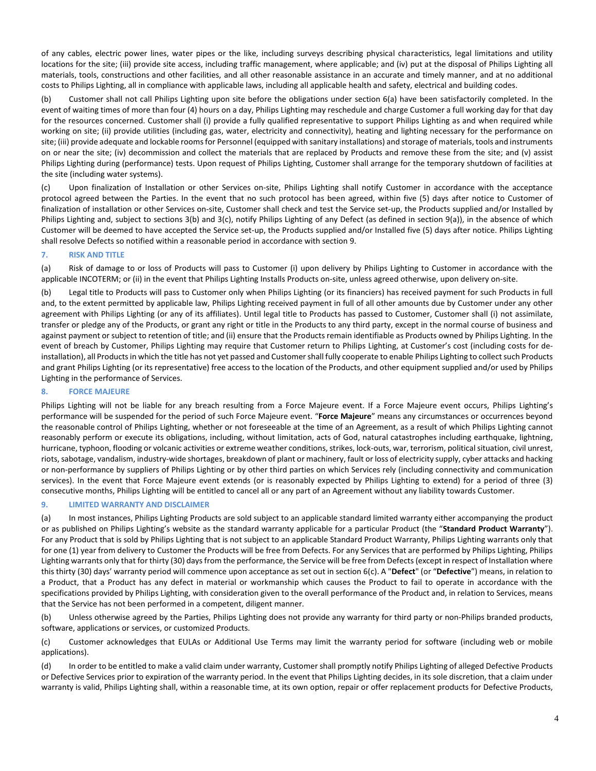of any cables, electric power lines, water pipes or the like, including surveys describing physical characteristics, legal limitations and utility locations for the site; (iii) provide site access, including traffic management, where applicable; and (iv) put at the disposal of Philips Lighting all materials, tools, constructions and other facilities, and all other reasonable assistance in an accurate and timely manner, and at no additional costs to Philips Lighting, all in compliance with applicable laws, including all applicable health and safety, electrical and building codes.

(b) Customer shall not call Philips Lighting upon site before the obligations under section 6(a) have been satisfactorily completed. In the event of waiting times of more than four (4) hours on a day, Philips Lighting may reschedule and charge Customer a full working day for that day for the resources concerned. Customer shall (i) provide a fully qualified representative to support Philips Lighting as and when required while working on site; (ii) provide utilities (including gas, water, electricity and connectivity), heating and lighting necessary for the performance on site; (iii) provide adequate and lockable rooms for Personnel (equipped with sanitary installations) and storage of materials, tools and instruments on or near the site; (iv) decommission and collect the materials that are replaced by Products and remove these from the site; and (v) assist Philips Lighting during (performance) tests. Upon request of Philips Lighting, Customer shall arrange for the temporary shutdown of facilities at the site (including water systems).

(c) Upon finalization of Installation or other Services on-site, Philips Lighting shall notify Customer in accordance with the acceptance protocol agreed between the Parties. In the event that no such protocol has been agreed, within five (5) days after notice to Customer of finalization of installation or other Services on-site, Customer shall check and test the Service set-up, the Products supplied and/or Installed by Philips Lighting and, subject to sections 3(b) and 3(c), notify Philips Lighting of any Defect (as defined in section 9(a)), in the absence of which Customer will be deemed to have accepted the Service set-up, the Products supplied and/or Installed five (5) days after notice. Philips Lighting shall resolve Defects so notified within a reasonable period in accordance with section 9.

## 7. RISK AND TITLE

(a) Risk of damage to or loss of Products will pass to Customer (i) upon delivery by Philips Lighting to Customer in accordance with the applicable INCOTERM; or (ii) in the event that Philips Lighting Installs Products on-site, unless agreed otherwise, upon delivery on-site.

(b) Legal title to Products will pass to Customer only when Philips Lighting (or its financiers) has received payment for such Products in full and, to the extent permitted by applicable law, Philips Lighting received payment in full of all other amounts due by Customer under any other agreement with Philips Lighting (or any of its affiliates). Until legal title to Products has passed to Customer, Customer shall (i) not assimilate, transfer or pledge any of the Products, or grant any right or title in the Products to any third party, except in the normal course of business and against payment or subject to retention of title; and (ii) ensure that the Products remain identifiable as Products owned by Philips Lighting. In the event of breach by Customer, Philips Lighting may require that Customer return to Philips Lighting, at Customer's cost (including costs for de-installation), all Products in which the title has not yet passed and Customer shall fully cooperate to enable Philips Lighting to collect such Products and grant Philips Lighting (or its representative) free access to the location of the Products, and other equipment supplied and/or used by Philips Lighting in the performance of Services.

## 8. FORCE MAJEURE

Philips Lighting will not be liable for any breach resulting from a Force Majeure event. If a Force Majeure event occurs, Philips Lighting's performance will be suspended for the period of such Force Majeure event. "**Force Majeure**" means any circumstances or occurrences beyond the reasonable control of Philips Lighting, whether or not foreseeable at the time of an Agreement, as a result of which Philips Lighting cannot reasonably perform or execute its obligations, including, without limitation, acts of God, natural catastrophes including earthquake, lightning, hurricane, typhoon, flooding or volcanic activities or extreme weather conditions, strikes, lock-outs, war, terrorism, political situation, civil unrest, riots, sabotage, vandalism, industry-wide shortages, breakdown of plant or machinery, fault or loss of electricity supply, cyber attacks and hacking or non-performance by suppliers of Philips Lighting or by other third parties on which Services rely (including connectivity and communication services). In the event that Force Majeure event extends (or is reasonably expected by Philips Lighting to extend) for a period of three (3) consecutive months, Philips Lighting will be entitled to cancel all or any part of an Agreement without any liability towards Customer.

## 9. LIMITED WARRANTY AND DISCLAIMER

(a) In most instances, Philips Lighting Products are sold subject to an applicable standard limited warranty either accompanying the product or as published on Philips Lighting's website as the standard warranty applicable for a particular Product (the "**Standard Product Warranty**"). For any Product that is sold by Philips Lighting that is not subject to an applicable Standard Product Warranty, Philips Lighting warrants only that for one (1) year from delivery to Customer the Products will be free from Defects. For any Services that are performed by Philips Lighting, Philips Lighting warrants only that for thirty (30) days from the performance, the Service will be free from Defects (except in respect of Installation where this thirty (30) days' warranty period will commence upon acceptance as set out in section 6(c). A "**Defect**" (or "**Defective**") means, in relation to a Product, that a Product has any defect in material or workmanship which causes the Product to fail to operate in accordance with the specifications provided by Philips Lighting, with consideration given to the overall performance of the Product and, in relation to Services, means that the Service has not been performed in a competent, diligent manner.

(b) Unless otherwise agreed by the Parties, Philips Lighting does not provide any warranty for third party or non-Philips branded products, software, applications or services, or customized Products.

(c) Customer acknowledges that EULAs or Additional Use Terms may limit the warranty period for software (including web or mobile applications).

(d) In order to be entitled to make a valid claim under warranty, Customer shall promptly notify Philips Lighting of alleged Defective Products or Defective Services prior to expiration of the warranty period. In the event that Philips Lighting decides, in its sole discretion, that a claim under warranty is valid, Philips Lighting shall, within a reasonable time, at its own option, repair or offer replacement products for Defective Products,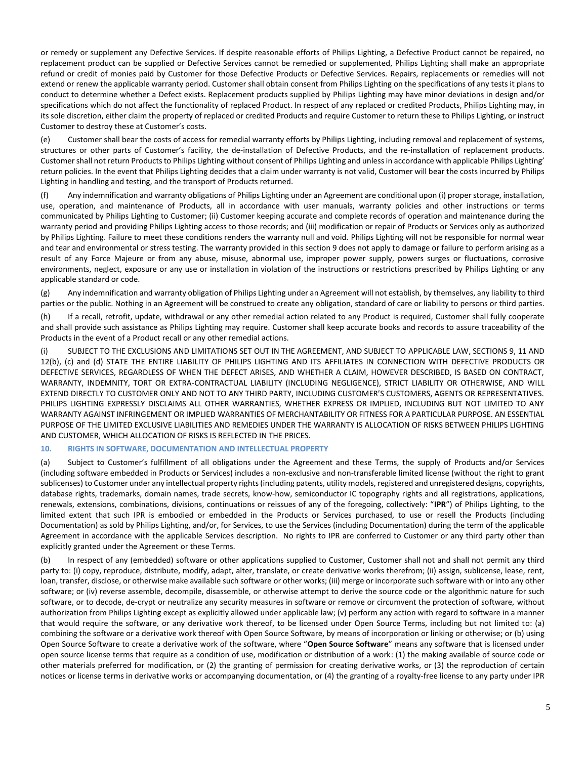or remedy or supplement any Defective Services. If despite reasonable efforts of Philips Lighting, a Defective Product cannot be repaired, no replacement product can be supplied or Defective Services cannot be remedied or supplemented, Philips Lighting shall make an appropriate refund or credit of monies paid by Customer for those Defective Products or Defective Services. Repairs, replacements or remedies will not extend or renew the applicable warranty period. Customer shall obtain consent from Philips Lighting on the specifications of any tests it plans to conduct to determine whether a Defect exists. Replacement products supplied by Philips Lighting may have minor deviations in design and/or specifications which do not affect the functionality of replaced Product. In respect of any replaced or credited Products, Philips Lighting may, in its sole discretion, either claim the property of replaced or credited Products and require Customer to return these to Philips Lighting, or instruct Customer to destroy these at Customer's costs.

(e) Customer shall bear the costs of access for remedial warranty efforts by Philips Lighting, including removal and replacement of systems, structures or other parts of Customer's facility, the de-installation of Defective Products, and the re-installation of replacement products. Customer shall not return Products to Philips Lighting without consent of Philips Lighting and unless in accordance with applicable Philips Lighting' return policies. In the event that Philips Lighting decides that a claim under warranty is not valid, Customer will bear the costs incurred by Philips Lighting in handling and testing, and the transport of Products returned.

(f) Any indemnification and warranty obligations of Philips Lighting under an Agreement are conditional upon (i) proper storage, installation, use, operation, and maintenance of Products, all in accordance with user manuals, warranty policies and other instructions or terms communicated by Philips Lighting to Customer; (ii) Customer keeping accurate and complete records of operation and maintenance during the warranty period and providing Philips Lighting access to those records; and (iii) modification or repair of Products or Services only as authorized by Philips Lighting. Failure to meet these conditions renders the warranty null and void. Philips Lighting will not be responsible for normal wear and tear and environmental or stress testing. The warranty provided in this section 9 does not apply to damage or failure to perform arising as a result of any Force Majeure or from any abuse, misuse, abnormal use, improper power supply, powers surges or fluctuations, corrosive environments, neglect, exposure or any use or installation in violation of the instructions or restrictions prescribed by Philips Lighting or any applicable standard or code.

(g) Any indemnification and warranty obligation of Philips Lighting under an Agreement will not establish, by themselves, any liability to third parties or the public. Nothing in an Agreement will be construed to create any obligation, standard of care or liability to persons or third parties.

(h) If a recall, retrofit, update, withdrawal or any other remedial action related to any Product is required, Customer shall fully cooperate and shall provide such assistance as Philips Lighting may require. Customer shall keep accurate books and records to assure traceability of the Products in the event of a Product recall or any other remedial actions.

(i) SUBJECT TO THE EXCLUSIONS AND LIMITATIONS SET OUT IN THE AGREEMENT, AND SUBJECT TO APPLICABLE LAW, SECTIONS 9, 11 AND 12(b), (c) and (d) STATE THE ENTIRE LIABILITY OF PHILIPS LIGHTING AND ITS AFFILIATES IN CONNECTION WITH DEFECTIVE PRODUCTS OR DEFECTIVE SERVICES, REGARDLESS OF WHEN THE DEFECT ARISES, AND WHETHER A CLAIM, HOWEVER DESCRIBED, IS BASED ON CONTRACT, WARRANTY, INDEMNITY, TORT OR EXTRA-CONTRACTUAL LIABILITY (INCLUDING NEGLIGENCE), STRICT LIABILITY OR OTHERWISE, AND WILL EXTEND DIRECTLY TO CUSTOMER ONLY AND NOT TO ANY THIRD PARTY, INCLUDING CUSTOMER'S CUSTOMERS, AGENTS OR REPRESENTATIVES. PHILIPS LIGHTING EXPRESSLY DISCLAIMS ALL OTHER WARRANTIES, WHETHER EXPRESS OR IMPLIED, INCLUDING BUT NOT LIMITED TO ANY WARRANTY AGAINST INFRINGEMENT OR IMPLIED WARRANTIES OF MERCHANTABILITY OR FITNESS FOR A PARTICULAR PURPOSE. AN ESSENTIAL PURPOSE OF THE LIMITED EXCLUSIVE LIABILITIES AND REMEDIES UNDER THE WARRANTY IS ALLOCATION OF RISKS BETWEEN PHILIPS LIGHTING AND CUSTOMER, WHICH ALLOCATION OF RISKS IS REFLECTED IN THE PRICES.

### 10. RIGHTS IN SOFTWARE, DOCUMENTATION AND INTELLECTUAL PROPERTY

(a) Subject to Customer's fulfillment of all obligations under the Agreement and these Terms, the supply of Products and/or Services (including software embedded in Products or Services) includes a non-exclusive and non-transferable limited license (without the right to grant sublicenses) to Customer under any intellectual property rights (including patents, utility models, registered and unregistered designs, copyrights, database rights, trademarks, domain names, trade secrets, know-how, semiconductor IC topography rights and all registrations, applications, renewals, extensions, combinations, divisions, continuations or reissues of any of the foregoing, collectively: "**IPR**") of Philips Lighting, to the limited extent that such IPR is embodied or embedded in the Products or Services purchased, to use or resell the Products (including Documentation) as sold by Philips Lighting, and/or, for Services, to use the Services (including Documentation) during the term of the applicable Agreement in accordance with the applicable Services description. No rights to IPR are conferred to Customer or any third party other than explicitly granted under the Agreement or these Terms.

(b) In respect of any (embedded) software or other applications supplied to Customer, Customer shall not and shall not permit any third party to: (i) copy, reproduce, distribute, modify, adapt, alter, translate, or create derivative works therefrom; (ii) assign, sublicense, lease, rent, loan, transfer, disclose, or otherwise make available such software or other works; (iii) merge or incorporate such software with or into any other software; or (iv) reverse assemble, decompile, disassemble, or otherwise attempt to derive the source code or the algorithmic nature for such software, or to decode, de-crypt or neutralize any security measures in software or remove or circumvent the protection of software, without authorization from Philips Lighting except as explicitly allowed under applicable law; (v) perform any action with regard to software in a manner that would require the software, or any derivative work thereof, to be licensed under Open Source Terms, including but not limited to: (a) combining the software or a derivative work thereof with Open Source Software, by means of incorporation or linking or otherwise; or (b) using Open Source Software to create a derivative work of the software, where "**Open Source Software**" means any software that is licensed under open source license terms that require as a condition of use, modification or distribution of a work: (1) the making available of source code or other materials preferred for modification, or (2) the granting of permission for creating derivative works, or (3) the reproduction of certain notices or license terms in derivative works or accompanying documentation, or (4) the granting of a royalty-free license to any party under IPR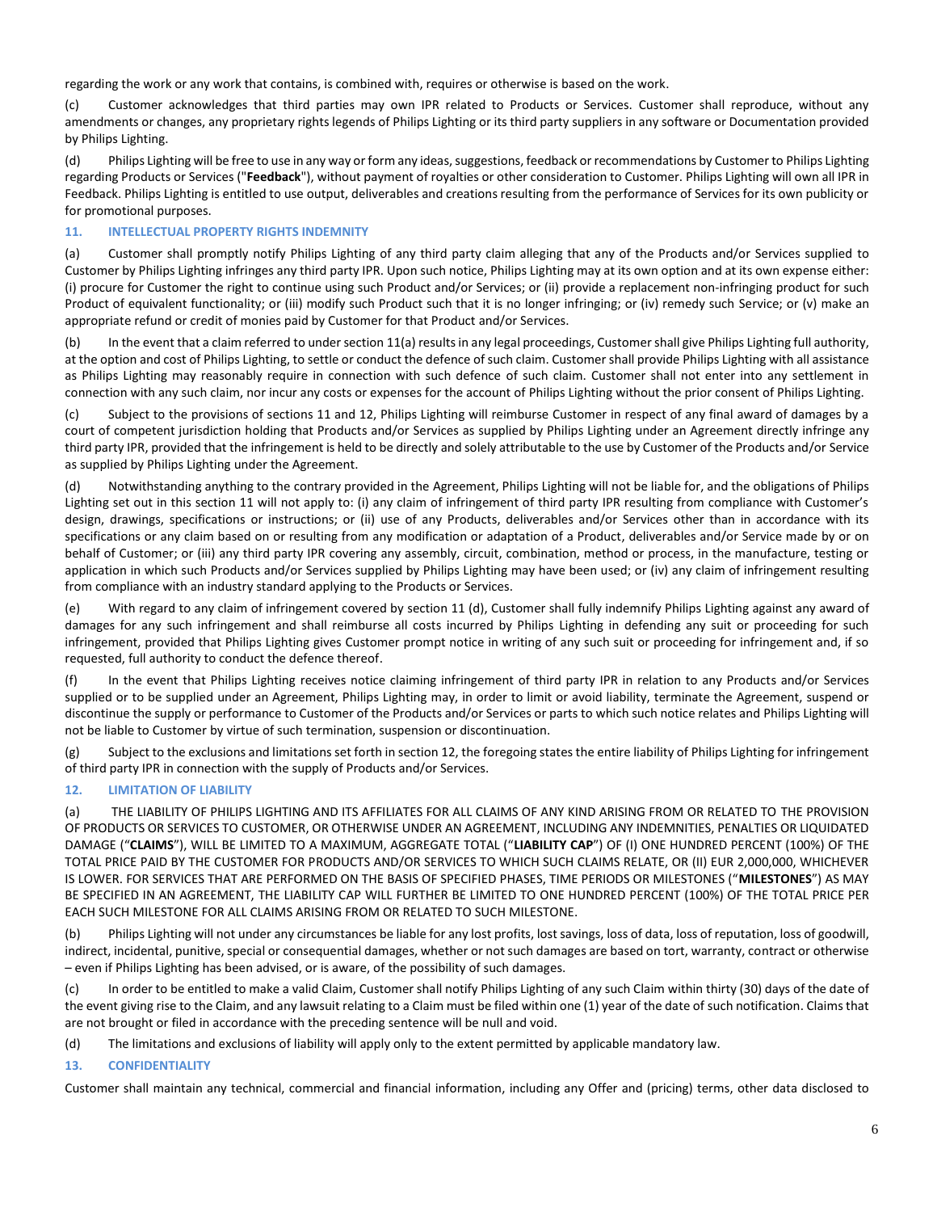regarding the work or any work that contains, is combined with, requires or otherwise is based on the work.

(c) Customer acknowledges that third parties may own IPR related to Products or Services. Customer shall reproduce, without any amendments or changes, any proprietary rights legends of Philips Lighting or its third party suppliers in any software or Documentation provided by Philips Lighting.

(d) Philips Lighting will be free to use in any way or form any ideas, suggestions, feedback or recommendations by Customer to Philips Lighting regarding Products or Services ("**Feedback**"), without payment of royalties or other consideration to Customer. Philips Lighting will own all IPR in Feedback. Philips Lighting is entitled to use output, deliverables and creations resulting from the performance of Services for its own publicity or for promotional purposes.

## 11. INTELLECTUAL PROPERTY RIGHTS INDEMNITY

(a) Customer shall promptly notify Philips Lighting of any third party claim alleging that any of the Products and/or Services supplied to Customer by Philips Lighting infringes any third party IPR. Upon such notice, Philips Lighting may at its own option and at its own expense either: (i) procure for Customer the right to continue using such Product and/or Services; or (ii) provide a replacement non-infringing product for such Product of equivalent functionality; or (iii) modify such Product such that it is no longer infringing; or (iv) remedy such Service; or (v) make an appropriate refund or credit of monies paid by Customer for that Product and/or Services.

(b) In the event that a claim referred to under section 11(a) results in any legal proceedings, Customer shall give Philips Lighting full authority, at the option and cost of Philips Lighting, to settle or conduct the defence of such claim. Customer shall provide Philips Lighting with all assistance as Philips Lighting may reasonably require in connection with such defence of such claim. Customer shall not enter into any settlement in connection with any such claim, nor incur any costs or expenses for the account of Philips Lighting without the prior consent of Philips Lighting.

(c) Subject to the provisions of sections 11 and 12, Philips Lighting will reimburse Customer in respect of any final award of damages by a court of competent jurisdiction holding that Products and/or Services as supplied by Philips Lighting under an Agreement directly infringe any third party IPR, provided that the infringement is held to be directly and solely attributable to the use by Customer of the Products and/or Service as supplied by Philips Lighting under the Agreement.

(d) Notwithstanding anything to the contrary provided in the Agreement, Philips Lighting will not be liable for, and the obligations of Philips Lighting set out in this section 11 will not apply to: (i) any claim of infringement of third party IPR resulting from compliance with Customer's design, drawings, specifications or instructions; or (ii) use of any Products, deliverables and/or Services other than in accordance with its specifications or any claim based on or resulting from any modification or adaptation of a Product, deliverables and/or Service made by or on behalf of Customer; or (iii) any third party IPR covering any assembly, circuit, combination, method or process, in the manufacture, testing or application in which such Products and/or Services supplied by Philips Lighting may have been used; or (iv) any claim of infringement resulting from compliance with an industry standard applying to the Products or Services.

(e) With regard to any claim of infringement covered by section 11 (d), Customer shall fully indemnify Philips Lighting against any award of damages for any such infringement and shall reimburse all costs incurred by Philips Lighting in defending any suit or proceeding for such infringement, provided that Philips Lighting gives Customer prompt notice in writing of any such suit or proceeding for infringement and, if so requested, full authority to conduct the defence thereof.

(f) In the event that Philips Lighting receives notice claiming infringement of third party IPR in relation to any Products and/or Services supplied or to be supplied under an Agreement, Philips Lighting may, in order to limit or avoid liability, terminate the Agreement, suspend or discontinue the supply or performance to Customer of the Products and/or Services or parts to which such notice relates and Philips Lighting will not be liable to Customer by virtue of such termination, suspension or discontinuation.

(g) Subject to the exclusions and limitations set forth in section 12, the foregoing states the entire liability of Philips Lighting for infringement of third party IPR in connection with the supply of Products and/or Services.

## 12. LIMITATION OF LIABILITY

(a) THE LIABILITY OF PHILIPS LIGHTING AND ITS AFFILIATES FOR ALL CLAIMS OF ANY KIND ARISING FROM OR RELATED TO THE PROVISION OF PRODUCTS OR SERVICES TO CUSTOMER, OR OTHERWISE UNDER AN AGREEMENT, INCLUDING ANY INDEMNITIES, PENALTIES OR LIQUIDATED DAMAGE ("**CLAIMS**"), WILL BE LIMITED TO A MAXIMUM, AGGREGATE TOTAL ("**LIABILITY CAP**") OF (I) ONE HUNDRED PERCENT (100%) OF THE TOTAL PRICE PAID BY THE CUSTOMER FOR PRODUCTS AND/OR SERVICES TO WHICH SUCH CLAIMS RELATE, OR (II) EUR 2,000,000, WHICHEVER IS LOWER. FOR SERVICES THAT ARE PERFORMED ON THE BASIS OF SPECIFIED PHASES, TIME PERIODS OR MILESTONES ("**MILESTONES**") AS MAY BE SPECIFIED IN AN AGREEMENT, THE LIABILITY CAP WILL FURTHER BE LIMITED TO ONE HUNDRED PERCENT (100%) OF THE TOTAL PRICE PER EACH SUCH MILESTONE FOR ALL CLAIMS ARISING FROM OR RELATED TO SUCH MILESTONE.

(b) Philips Lighting will not under any circumstances be liable for any lost profits, lost savings, loss of data, loss of reputation, loss of goodwill, indirect, incidental, punitive, special or consequential damages, whether or not such damages are based on tort, warranty, contract or otherwise – even if Philips Lighting has been advised, or is aware, of the possibility of such damages.

(c) In order to be entitled to make a valid Claim, Customer shall notify Philips Lighting of any such Claim within thirty (30) days of the date of the event giving rise to the Claim, and any lawsuit relating to a Claim must be filed within one (1) year of the date of such notification. Claims that are not brought or filed in accordance with the preceding sentence will be null and void.

(d) The limitations and exclusions of liability will apply only to the extent permitted by applicable mandatory law.

## 13. CONFIDENTIALITY

Customer shall maintain any technical, commercial and financial information, including any Offer and (pricing) terms, other data disclosed to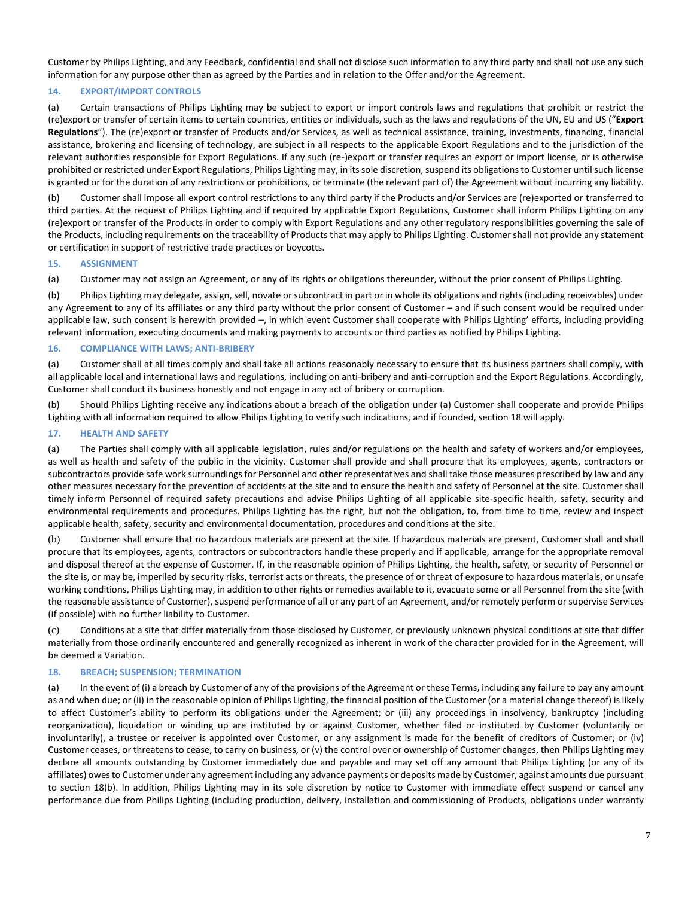Customer by Philips Lighting, and any Feedback, confidential and shall not disclose such information to any third party and shall not use any such information for any purpose other than as agreed by the Parties and in relation to the Offer and/or the Agreement.

### 14. EXPORT/IMPORT CONTROLS

(a) Certain transactions of Philips Lighting may be subject to export or import controls laws and regulations that prohibit or restrict the (re)export or transfer of certain items to certain countries, entities or individuals, such as the laws and regulations of the UN, EU and US ("**Export Regulations**"). The (re)export or transfer of Products and/or Services, as well as technical assistance, training, investments, financing, financial assistance, brokering and licensing of technology, are subject in all respects to the applicable Export Regulations and to the jurisdiction of the relevant authorities responsible for Export Regulations. If any such (re-)export or transfer requires an export or import license, or is otherwise prohibited or restricted under Export Regulations, Philips Lighting may, in its sole discretion, suspend its obligations to Customer until such license is granted or for the duration of any restrictions or prohibitions, or terminate (the relevant part of) the Agreement without incurring any liability.

(b) Customer shall impose all export control restrictions to any third party if the Products and/or Services are (re)exported or transferred to third parties. At the request of Philips Lighting and if required by applicable Export Regulations, Customer shall inform Philips Lighting on any (re)export or transfer of the Products in order to comply with Export Regulations and any other regulatory responsibilities governing the sale of the Products, including requirements on the traceability of Products that may apply to Philips Lighting. Customer shall not provide any statement or certification in support of restrictive trade practices or boycotts.

### 15. ASSIGNMENT

(a) Customer may not assign an Agreement, or any of its rights or obligations thereunder, without the prior consent of Philips Lighting.

(b) Philips Lighting may delegate, assign, sell, novate or subcontract in part or in whole its obligations and rights (including receivables) under any Agreement to any of its affiliates or any third party without the prior consent of Customer – and if such consent would be required under applicable law, such consent is herewith provided –, in which event Customer shall cooperate with Philips Lighting' efforts, including providing relevant information, executing documents and making payments to accounts or third parties as notified by Philips Lighting.

### 16. COMPLIANCE WITH LAWS; ANTI-BRIBERY

(a) Customer shall at all times comply and shall take all actions reasonably necessary to ensure that its business partners shall comply, with all applicable local and international laws and regulations, including on anti-bribery and anti-corruption and the Export Regulations. Accordingly, Customer shall conduct its business honestly and not engage in any act of bribery or corruption.

(b) Should Philips Lighting receive any indications about a breach of the obligation under (a) Customer shall cooperate and provide Philips Lighting with all information required to allow Philips Lighting to verify such indications, and if founded, section 18 will apply.

### 17. HEALTH AND SAFETY

(a) The Parties shall comply with all applicable legislation, rules and/or regulations on the health and safety of workers and/or employees, as well as health and safety of the public in the vicinity. Customer shall provide and shall procure that its employees, agents, contractors or subcontractors provide safe work surroundings for Personnel and other representatives and shall take those measures prescribed by law and any other measures necessary for the prevention of accidents at the site and to ensure the health and safety of Personnel at the site. Customer shall timely inform Personnel of required safety precautions and advise Philips Lighting of all applicable site-specific health, safety, security and environmental requirements and procedures. Philips Lighting has the right, but not the obligation, to, from time to time, review and inspect applicable health, safety, security and environmental documentation, procedures and conditions at the site.

(b) Customer shall ensure that no hazardous materials are present at the site. If hazardous materials are present, Customer shall and shall procure that its employees, agents, contractors or subcontractors handle these properly and if applicable, arrange for the appropriate removal and disposal thereof at the expense of Customer. If, in the reasonable opinion of Philips Lighting, the health, safety, or security of Personnel or the site is, or may be, imperiled by security risks, terrorist acts or threats, the presence of or threat of exposure to hazardous materials, or unsafe working conditions, Philips Lighting may, in addition to other rights or remedies available to it, evacuate some or all Personnel from the site (with the reasonable assistance of Customer), suspend performance of all or any part of an Agreement, and/or remotely perform or supervise Services (if possible) with no further liability to Customer.

(c) Conditions at a site that differ materially from those disclosed by Customer, or previously unknown physical conditions at site that differ materially from those ordinarily encountered and generally recognized as inherent in work of the character provided for in the Agreement, will be deemed a Variation.

### 18. BREACH; SUSPENSION; TERMINATION

(a) In the event of (i) a breach by Customer of any of the provisions of the Agreement or these Terms, including any failure to pay any amount as and when due; or (ii) in the reasonable opinion of Philips Lighting, the financial position of the Customer (or a material change thereof) is likely to affect Customer's ability to perform its obligations under the Agreement; or (iii) any proceedings in insolvency, bankruptcy (including reorganization), liquidation or winding up are instituted by or against Customer, whether filed or instituted by Customer (voluntarily or involuntarily), a trustee or receiver is appointed over Customer, or any assignment is made for the benefit of creditors of Customer; or (iv) Customer ceases, or threatens to cease, to carry on business, or (v) the control over or ownership of Customer changes, then Philips Lighting may declare all amounts outstanding by Customer immediately due and payable and may set off any amount that Philips Lighting (or any of its affiliates) owes to Customer under any agreement including any advance payments or deposits made by Customer, against amounts due pursuant to section 18(b). In addition, Philips Lighting may in its sole discretion by notice to Customer with immediate effect suspend or cancel any performance due from Philips Lighting (including production, delivery, installation and commissioning of Products, obligations under warranty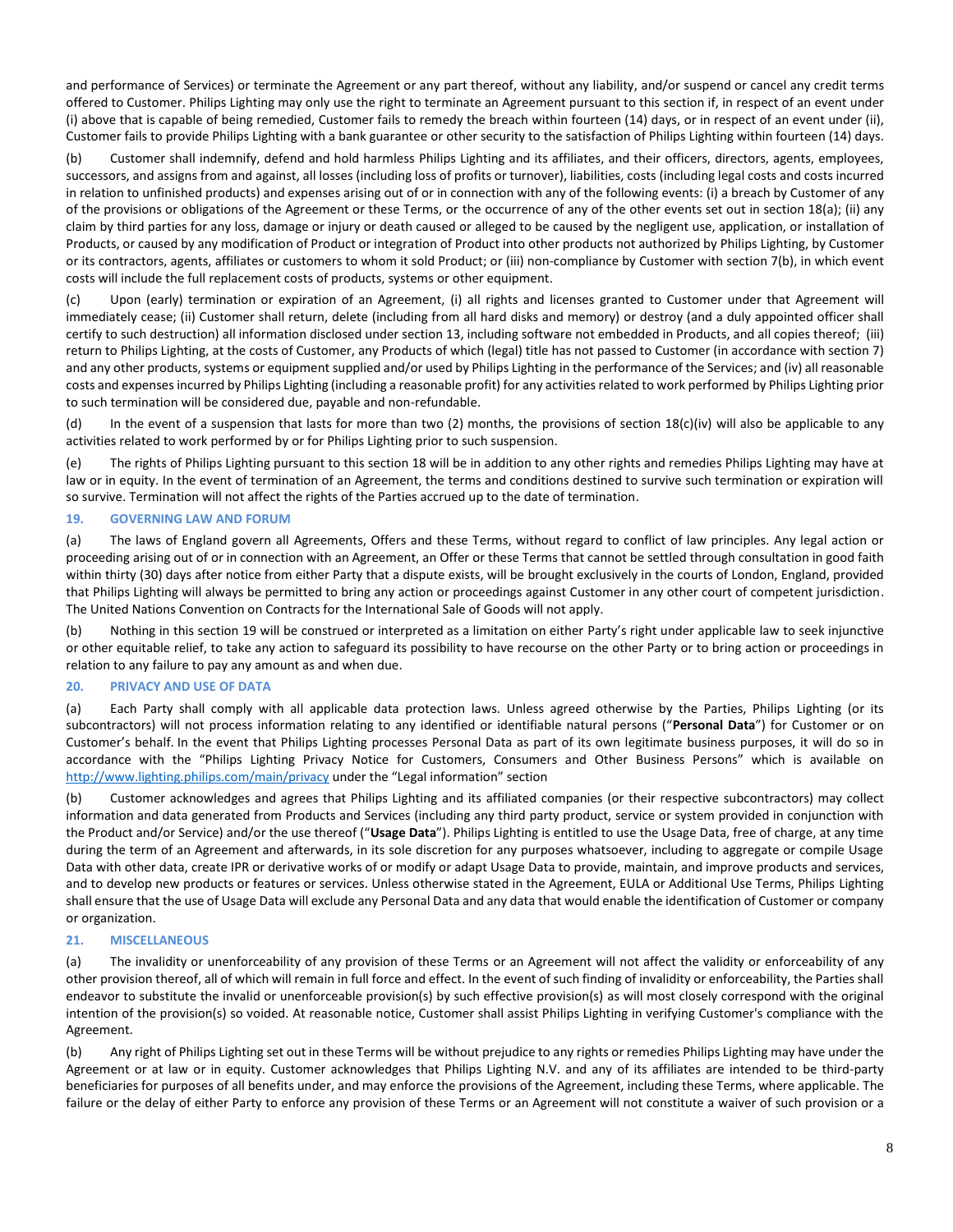and performance of Services) or terminate the Agreement or any part thereof, without any liability, and/or suspend or cancel any credit terms offered to Customer. Philips Lighting may only use the right to terminate an Agreement pursuant to this section if, in respect of an event under (i) above that is capable of being remedied, Customer fails to remedy the breach within fourteen (14) days, or in respect of an event under (ii), Customer fails to provide Philips Lighting with a bank guarantee or other security to the satisfaction of Philips Lighting within fourteen (14) days.

(b) Customer shall indemnify, defend and hold harmless Philips Lighting and its affiliates, and their officers, directors, agents, employees, successors, and assigns from and against, all losses (including loss of profits or turnover), liabilities, costs (including legal costs and costs incurred in relation to unfinished products) and expenses arising out of or in connection with any of the following events: (i) a breach by Customer of any of the provisions or obligations of the Agreement or these Terms, or the occurrence of any of the other events set out in section 18(a); (ii) any claim by third parties for any loss, damage or injury or death caused or alleged to be caused by the negligent use, application, or installation of Products, or caused by any modification of Product or integration of Product into other products not authorized by Philips Lighting, by Customer or its contractors, agents, affiliates or customers to whom it sold Product; or (iii) non-compliance by Customer with section 7(b), in which event costs will include the full replacement costs of products, systems or other equipment.

(c) Upon (early) termination or expiration of an Agreement, (i) all rights and licenses granted to Customer under that Agreement will immediately cease; (ii) Customer shall return, delete (including from all hard disks and memory) or destroy (and a duly appointed officer shall certify to such destruction) all information disclosed under section 13, including software not embedded in Products, and all copies thereof; (iii) return to Philips Lighting, at the costs of Customer, any Products of which (legal) title has not passed to Customer (in accordance with section 7) and any other products, systems or equipment supplied and/or used by Philips Lighting in the performance of the Services; and (iv) all reasonable costs and expenses incurred by Philips Lighting (including a reasonable profit) for any activities related to work performed by Philips Lighting prior to such termination will be considered due, payable and non-refundable.

(d) In the event of a suspension that lasts for more than two (2) months, the provisions of section 18(c)(iv) will also be applicable to any activities related to work performed by or for Philips Lighting prior to such suspension.

(e) The rights of Philips Lighting pursuant to this section 18 will be in addition to any other rights and remedies Philips Lighting may have at law or in equity. In the event of termination of an Agreement, the terms and conditions destined to survive such termination or expiration will so survive. Termination will not affect the rights of the Parties accrued up to the date of termination.

## 19. GOVERNING LAW AND FORUM

(a) The laws of England govern all Agreements, Offers and these Terms, without regard to conflict of law principles. Any legal action or proceeding arising out of or in connection with an Agreement, an Offer or these Terms that cannot be settled through consultation in good faith within thirty (30) days after notice from either Party that a dispute exists, will be brought exclusively in the courts of London, England, provided that Philips Lighting will always be permitted to bring any action or proceedings against Customer in any other court of competent jurisdiction. The United Nations Convention on Contracts for the International Sale of Goods will not apply.

(b) Nothing in this section 19 will be construed or interpreted as a limitation on either Party's right under applicable law to seek injunctive or other equitable relief, to take any action to safeguard its possibility to have recourse on the other Party or to bring action or proceedings in relation to any failure to pay any amount as and when due.

## 20. PRIVACY AND USE OF DATA

(a) Each Party shall comply with all applicable data protection laws. Unless agreed otherwise by the Parties, Philips Lighting (or its subcontractors) will not process information relating to any identified or identifiable natural persons ("**Personal Data**") for Customer or on Customer's behalf. In the event that Philips Lighting processes Personal Data as part of its own legitimate business purposes, it will do so in accordance with the "Philips Lighting Privacy Notice for Customers, Consumers and Other Business Persons" which is available on [http://www.lighting.philips.com/main/privacy](http://www.lighting.philips.com/main/privacy) under the "Legal information" section

(b) Customer acknowledges and agrees that Philips Lighting and its affiliated companies (or their respective subcontractors) may collect information and data generated from Products and Services (including any third party product, service or system provided in conjunction with the Product and/or Service) and/or the use thereof ("**Usage Data**"). Philips Lighting is entitled to use the Usage Data, free of charge, at any time during the term of an Agreement and afterwards, in its sole discretion for any purposes whatsoever, including to aggregate or compile Usage Data with other data, create IPR or derivative works of or modify or adapt Usage Data to provide, maintain, and improve products and services, and to develop new products or features or services. Unless otherwise stated in the Agreement, EULA or Additional Use Terms, Philips Lighting shall ensure that the use of Usage Data will exclude any Personal Data and any data that would enable the identification of Customer or company or organization.

## 21. MISCELLANEOUS

(a) The invalidity or unenforceability of any provision of these Terms or an Agreement will not affect the validity or enforceability of any other provision thereof, all of which will remain in full force and effect. In the event of such finding of invalidity or enforceability, the Parties shall endeavor to substitute the invalid or unenforceable provision(s) by such effective provision(s) as will most closely correspond with the original intention of the provision(s) so voided. At reasonable notice, Customer shall assist Philips Lighting in verifying Customer's compliance with the Agreement.

(b) Any right of Philips Lighting set out in these Terms will be without prejudice to any rights or remedies Philips Lighting may have under the Agreement or at law or in equity. Customer acknowledges that Philips Lighting N.V. and any of its affiliates are intended to be third-party beneficiaries for purposes of all benefits under, and may enforce the provisions of the Agreement, including these Terms, where applicable. The failure or the delay of either Party to enforce any provision of these Terms or an Agreement will not constitute a waiver of such provision or a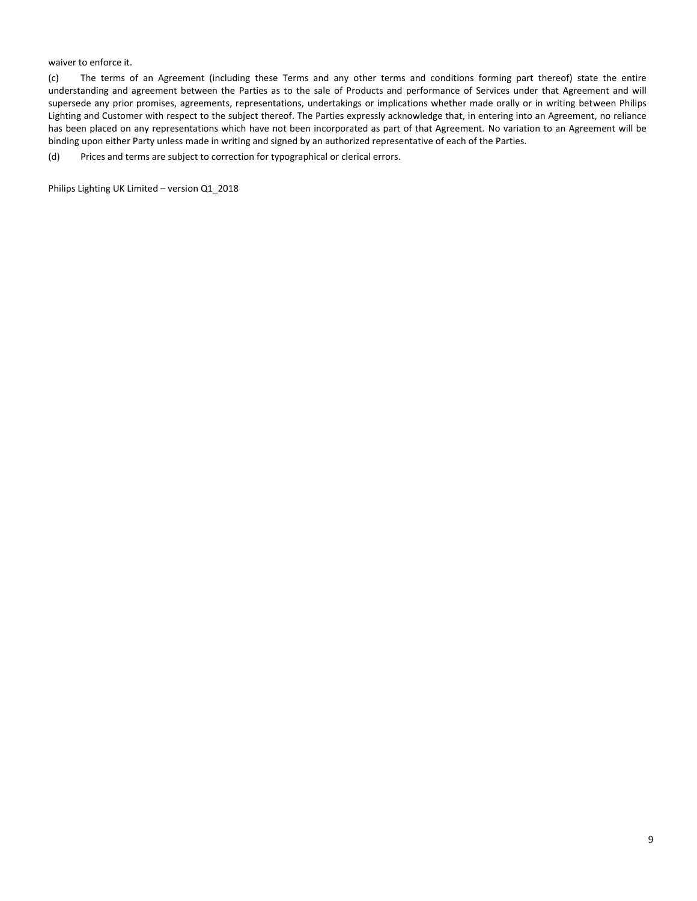waiver to enforce it.

(c) The terms of an Agreement (including these Terms and any other terms and conditions forming part thereof) state the entire understanding and agreement between the Parties as to the sale of Products and performance of Services under that Agreement and will supersede any prior promises, agreements, representations, undertakings or implications whether made orally or in writing between Philips Lighting and Customer with respect to the subject thereof. The Parties expressly acknowledge that, in entering into an Agreement, no reliance has been placed on any representations which have not been incorporated as part of that Agreement. No variation to an Agreement will be binding upon either Party unless made in writing and signed by an authorized representative of each of the Parties.

(d) Prices and terms are subject to correction for typographical or clerical errors.

Philips Lighting UK Limited – version Q1_2018